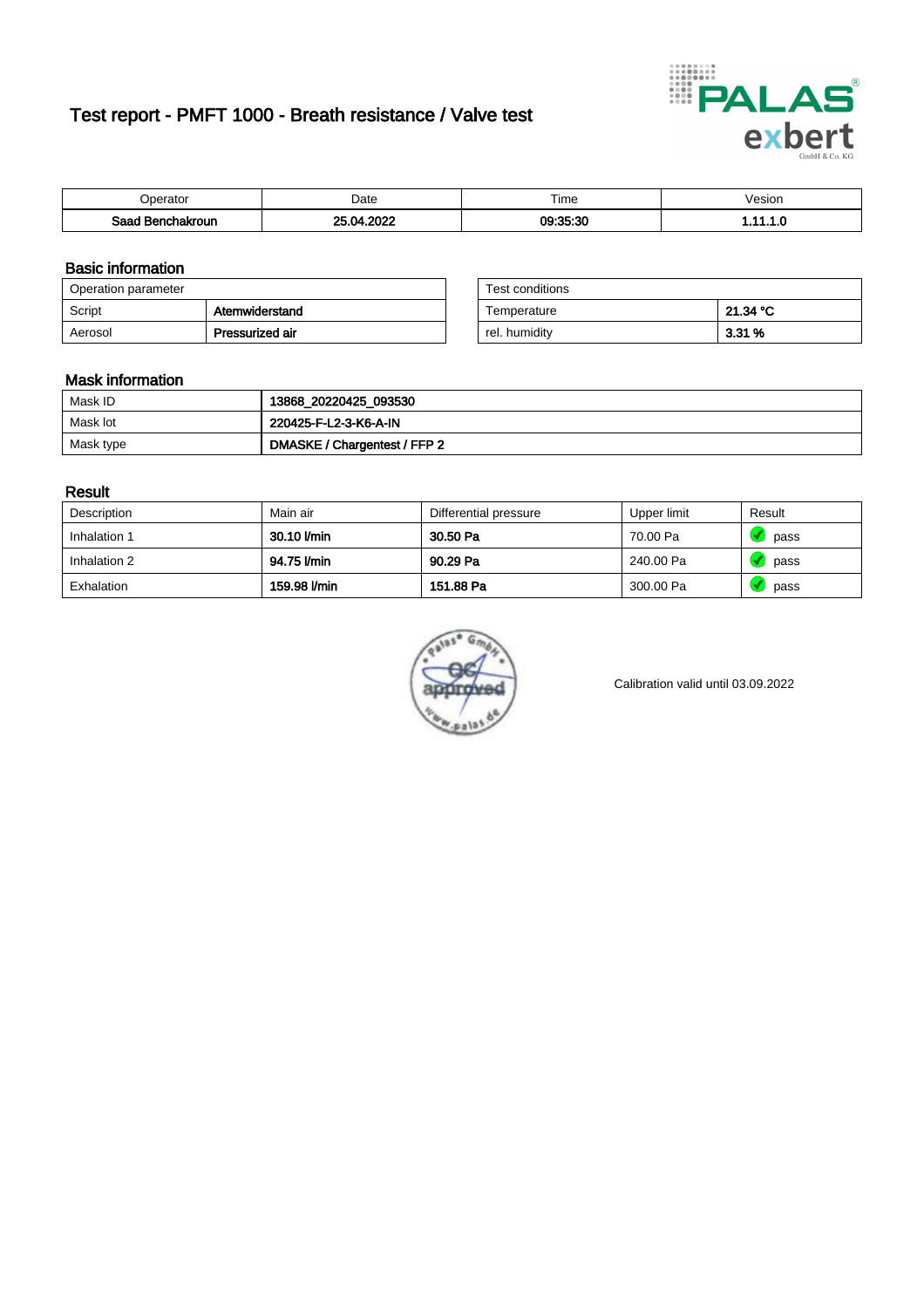# Test report - PMFT 1000 - Breath resistance / Valve test

| Operator | Date | Time | Vesion |
|---|---|---|---|
| **Saad Benchakroun** | **25.04.2022** | **09:35:30** | **1.11.1.0** |

## Basic information

| Operation parameter | |
|---|---|
| Script | **Atemwiderstand** |
| Aerosol | **Pressurized air** |

| Test conditions | |
|---|---|
| Temperature | **21.34 °C** |
| rel. humidity | **3.31 %** |

## Mask information

| | |
|---|---|
| Mask ID | **13868_20220425_093530** |
| Mask lot | **220425-F-L2-3-K6-A-IN** |
| Mask type | **DMASKE / Chargentest / FFP 2** |

## Result

| Description | Main air | Differential pressure | Upper limit | Result |
|---|---|---|---|---|
| Inhalation 1 | **30.10 l/min** | **30.50 Pa** | 70.00 Pa | pass |
| Inhalation 2 | **94.75 l/min** | **90.29 Pa** | 240.00 Pa | pass |
| Exhalation | **159.98 l/min** | **151.88 Pa** | 300.00 Pa | pass |

Calibration valid until 03.09.2022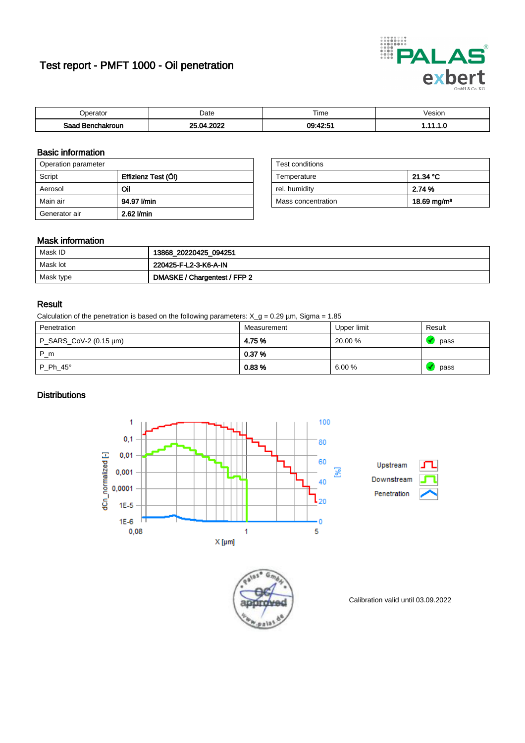# Test report - PMFT 1000 - Oil penetration

| Operator | Date | Time | Vesion |
|---|---|---|---|
| **Saad Benchakroun** | **25.04.2022** | **09:42:51** | **1.11.1.0** |

## Basic information

| Operation parameter | |
|---|---|
| Script | **Effizienz Test (Öl)** |
| Aerosol | **Oil** |
| Main air | **94.97 l/min** |
| Generator air | **2.62 l/min** |

| Test conditions | |
|---|---|
| Temperature | **21.34 °C** |
| rel. humidity | **2.74 %** |
| Mass concentration | **18.69 mg/m³** |

## Mask information

| | |
|---|---|
| Mask ID | **13868_20220425_094251** |
| Mask lot | **220425-F-L2-3-K6-A-IN** |
| Mask type | **DMASKE / Chargentest / FFP 2** |

## Result

Calculation of the penetration is based on the following parameters: $X_g = 0.29$ µm, Sigma = 1.85

| Penetration | Measurement | Upper limit | Result |
|---|---|---|---|
| P_SARS_CoV-2 (0.15 µm) | **4.75 %** | 20.00 % | pass |
| P_m | **0.37 %** | | |
| P_Ph_45° | **0.83 %** | 6.00 % | pass |

## Distributions

dCn_normalized [-]
1
0,1
0,01
0,001
0,0001
1E-5
1E-6
0,08
1
5
X [µm]
[%]
100
80
60
40
20
0
Upstream
Downstream
Penetration

Calibration valid until 03.09.2022